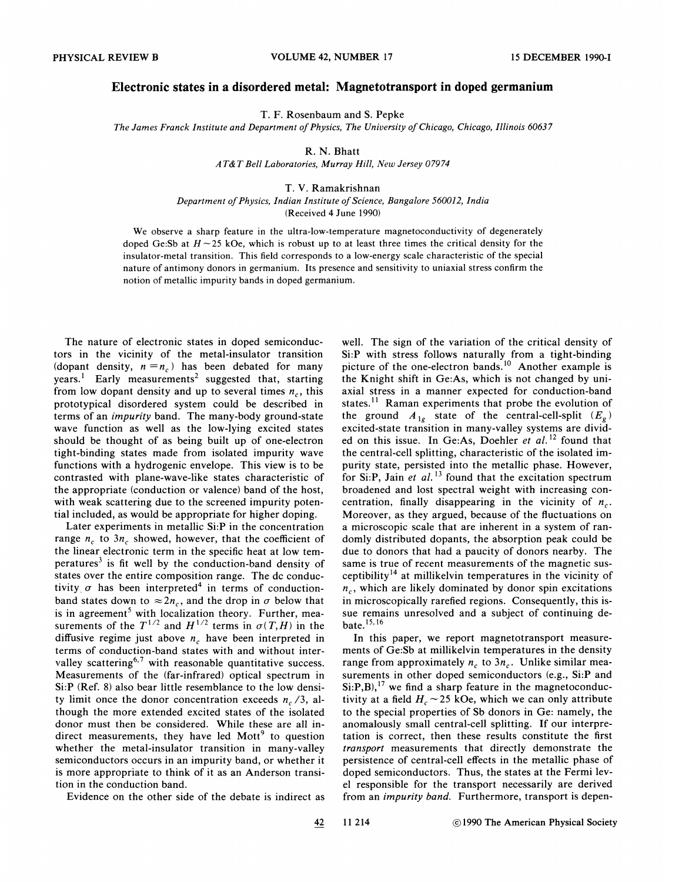# Electronic states in a disordered metal: Magnetotransport in doped germanium

T. F. Rosenbaum and S. Pepke

*The James Franck Institute and Department of Physics, The University of Chicago, Chicago, Illinois 60637*

R. N. Bhatt

*AT&T Bell Laboratories, Murray Hill, New Jersey 07974*

T. V. Ramakrishnan

*Department of Physics, Indian Institute of Science, Bangalore 560012, India*

(Received 4 June 1990)

We observe a sharp feature in the ultra-low-temperature magnetoconductivity of degenerately doped Ge:Sb at $H \sim 25$ kOe, which is robust up to at least three times the critical density for the insulator-metal transition. This field corresponds to a low-energy scale characteristic of the special nature of antimony donors in germanium. Its presence and sensitivity to uniaxial stress confirm the notion of metallic impurity bands in doped germanium.

The nature of electronic states in doped semiconductors in the vicinity of the metal-insulator transition (dopant density, $n = n_c$) has been debated for many years.[1] Early measurements[2] suggested that, starting from low dopant density and up to several times $n_c$, this prototypical disordered system could be described in terms of an *impurity* band. The many-body ground-state wave function as well as the low-lying excited states should be thought of as being built up of one-electron tight-binding states made from isolated impurity wave functions with a hydrogenic envelope. This view is to be contrasted with plane-wave-like states characteristic of the appropriate (conduction or valence) band of the host, with weak scattering due to the screened impurity potential included, as would be appropriate for higher doping.

Later experiments in metallic Si:P in the concentration range $n_c$ to $3n_c$ showed, however, that the coefficient of the linear electronic term in the specific heat at low temperatures[3] is fit well by the conduction-band density of states over the entire composition range. The dc conductivity $\sigma$ has been interpreted[4] in terms of conduction-band states down to $\approx 2n_c$, and the drop in $\sigma$ below that is in agreement[5] with localization theory. Further, measurements of the $T^{1/2}$ and $H^{1/2}$ terms in $\sigma(T,H)$ in the diffusive regime just above $n_c$ have been interpreted in terms of conduction-band states with and without intervalley scattering[6,7] with reasonable quantitative success. Measurements of the (far-infrared) optical spectrum in Si:P (Ref. 8) also bear little resemblance to the low density limit once the donor concentration exceeds $n_c/3$, although the more extended excited states of the isolated donor must then be considered. While these are all indirect measurements, they have led Mott[9] to question whether the metal-insulator transition in many-valley semiconductors occurs in an impurity band, or whether it is more appropriate to think of it as an Anderson transition in the conduction band.

Evidence on the other side of the debate is indirect as well. The sign of the variation of the critical density of Si:P with stress follows naturally from a tight-binding picture of the one-electron bands.[10] Another example is the Knight shift in Ge:As, which is not changed by uniaxial stress in a manner expected for conduction-band states.[11] Raman experiments that probe the evolution of the ground $A_{1g}$ state of the central-cell-split $(E_g)$ excited-state transition in many-valley systems are divided on this issue. In Ge:As, Doehler *et al.*[12] found that the central-cell splitting, characteristic of the isolated impurity state, persisted into the metallic phase. However, for Si:P, Jain *et al.*[13] found that the excitation spectrum broadened and lost spectral weight with increasing concentration, finally disappearing in the vicinity of $n_c$. Moreover, as they argued, because of the fluctuations on a microscopic scale that are inherent in a system of randomly distributed dopants, the absorption peak could be due to donors that had a paucity of donors nearby. The same is true of recent measurements of the magnetic susceptibility[14] at millikelvin temperatures in the vicinity of $n_c$, which are likely dominated by donor spin excitations in microscopically rarefied regions. Consequently, this issue remains unresolved and a subject of continuing debate.[15,16]

In this paper, we report magnetotransport measurements of Ge:Sb at millikelvin temperatures in the density range from approximately $n_c$ to $3n_c$. Unlike similar measurements in other doped semiconductors (e.g., Si:P and Si:P,B),[17] we find a sharp feature in the magnetoconductivity at a field $H_c \sim 25$ kOe, which we can only attribute to the special properties of Sb donors in Ge: namely, the anomalously small central-cell splitting. If our interpretation is correct, then these results constitute the first *transport* measurements that directly demonstrate the persistence of central-cell effects in the metallic phase of doped semiconductors. Thus, the states at the Fermi level responsible for the transport necessarily are derived from an *impurity band*. Furthermore, transport is depen-

©1990 The American Physical Society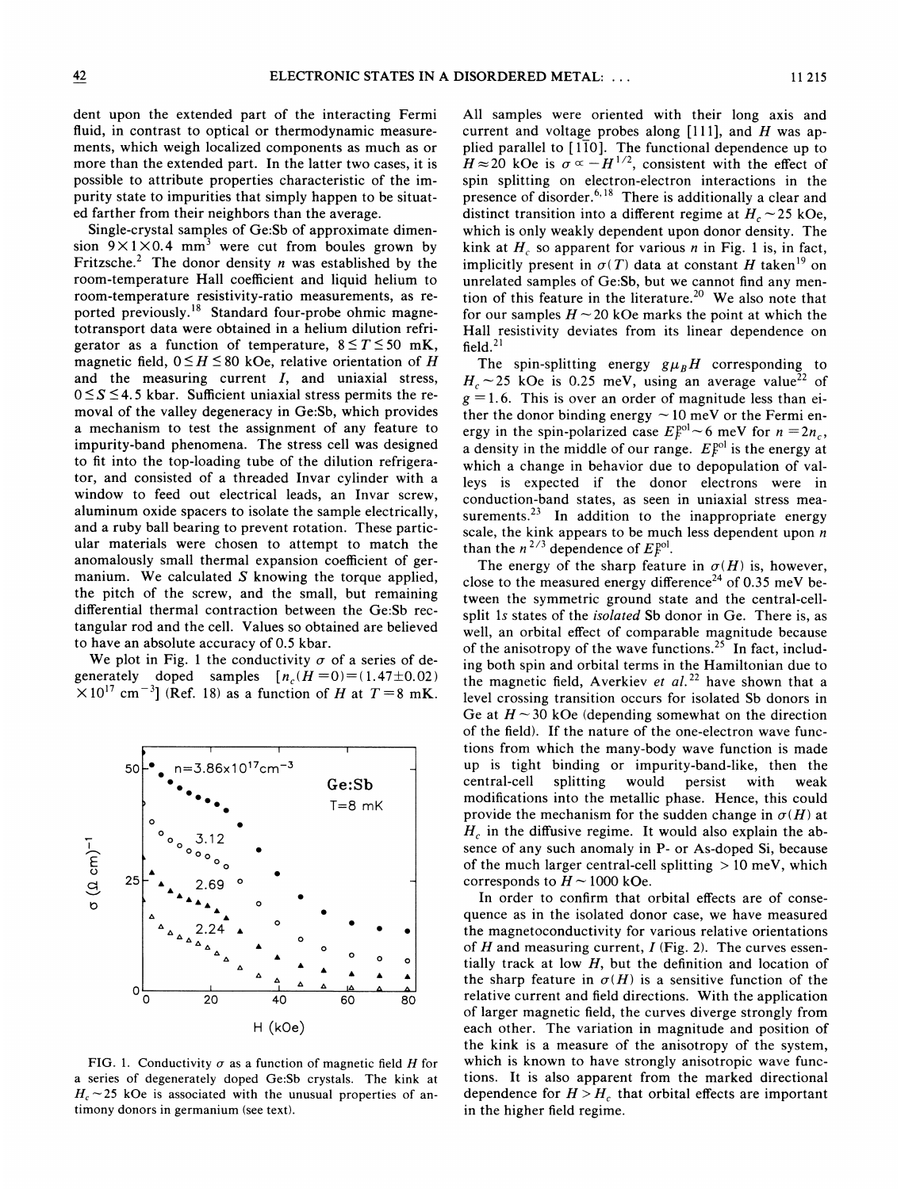dent upon the extended part of the interacting Fermi fluid, in contrast to optical or thermodynamic measurements, which weigh localized components as much as or more than the extended part. In the latter two cases, it is possible to attribute properties characteristic of the impurity state to impurities that simply happen to be situated farther from their neighbors than the average.

Single-crystal samples of Ge:Sb of approximate dimension $9\times1\times0.4$ mm$^3$ were cut from boules grown by Fritzsche.[2] The donor density $n$ was established by the room-temperature Hall coefficient and liquid helium to room-temperature resistivity-ratio measurements, as reported previously.[18] Standard four-probe ohmic magnetotransport data were obtained in a helium dilution refrigerator as a function of temperature, $8\le T\le 50$ mK, magnetic field, $0\le H\le 80$ kOe, relative orientation of $H$ and the measuring current $I$, and uniaxial stress, $0\le S\le 4.5$ kbar. Sufficient uniaxial stress permits the removal of the valley degeneracy in Ge:Sb, which provides a mechanism to test the assignment of any feature to impurity-band phenomena. The stress cell was designed to fit into the top-loading tube of the dilution refrigerator, and consisted of a threaded Invar cylinder with a window to feed out electrical leads, an Invar screw, aluminum oxide spacers to isolate the sample electrically, and a ruby ball bearing to prevent rotation. These particular materials were chosen to attempt to match the anomalously small thermal expansion coefficient of germanium. We calculated $S$ knowing the torque applied, the pitch of the screw, and the small, but remaining differential thermal contraction between the Ge:Sb rectangular rod and the cell. Values so obtained are believed to have an absolute accuracy of 0.5 kbar.

We plot in Fig. 1 the conductivity $\sigma$ of a series of degenerately doped samples [$n_c(H=0)=(1.47\pm0.02)\times10^{17}$ cm$^{-3}$] (Ref. 18) as a function of $H$ at $T=8$ mK.

FIG. 1. Conductivity $\sigma$ as a function of magnetic field $H$ for a series of degenerately doped Ge:Sb crystals. The kink at $H_c\sim25$ kOe is associated with the unusual properties of antimony donors in germanium (see text).

All samples were oriented with their long axis and current and voltage probes along [111], and $H$ was applied parallel to [1$\bar{1}$0]. The functional dependence up to $H\approx20$ kOe is $\sigma\propto -H^{1/2}$, consistent with the effect of spin splitting on electron-electron interactions in the presence of disorder.[6,18] There is additionally a clear and distinct transition into a different regime at $H_c\sim25$ kOe, which is only weakly dependent upon donor density. The kink at $H_c$ so apparent for various $n$ in Fig. 1 is, in fact, implicitly present in $\sigma(T)$ data at constant $H$ taken[19] on unrelated samples of Ge:Sb, but we cannot find any mention of this feature in the literature.[20] We also note that for our samples $H\sim20$ kOe marks the point at which the Hall resistivity deviates from its linear dependence on field.[21]

The spin-splitting energy $g\mu_B H$ corresponding to $H_c\sim25$ kOe is 0.25 meV, using an average value[22] of $g=1.6$. This is over an order of magnitude less than either the donor binding energy $\sim10$ meV or the Fermi energy in the spin-polarized case $E_F^{\text{pol}}\sim6$ meV for $n=2n_c$, a density in the middle of our range. $E_F^{\text{pol}}$ is the energy at which a change in behavior due to depopulation of valleys is expected if the donor electrons were in conduction-band states, as seen in uniaxial stress measurements.[23] In addition to the inappropriate energy scale, the kink appears to be much less dependent upon $n$ than the $n^{2/3}$ dependence of $E_F^{\text{pol}}$.

The energy of the sharp feature in $\sigma(H)$ is, however, close to the measured energy difference[24] of 0.35 meV between the symmetric ground state and the central-cell-split 1$s$ states of the *isolated* Sb donor in Ge. There is, as well, an orbital effect of comparable magnitude because of the anisotropy of the wave functions.[25] In fact, including both spin and orbital terms in the Hamiltonian due to the magnetic field, Averkiev *et al.*[22] have shown that a level crossing transition occurs for isolated Sb donors in Ge at $H\sim30$ kOe (depending somewhat on the direction of the field). If the nature of the one-electron wave functions from which the many-body wave function is made up is tight binding or impurity-band-like, then the central-cell splitting would persist with weak modifications into the metallic phase. Hence, this could provide the mechanism for the sudden change in $\sigma(H)$ at $H_c$ in the diffusive regime. It would also explain the absence of any such anomaly in P- or As-doped Si, because of the much larger central-cell splitting $>10$ meV, which corresponds to $H\sim1000$ kOe.

In order to confirm that orbital effects are of consequence as in the isolated donor case, we have measured the magnetoconductivity for various relative orientations of $H$ and measuring current, $I$ (Fig. 2). The curves essentially track at low $H$, but the definition and location of the sharp feature in $\sigma(H)$ is a sensitive function of the relative current and field directions. With the application of larger magnetic field, the curves diverge strongly from each other. The variation in magnitude and position of the kink is a measure of the anisotropy of the system, which is known to have strongly anisotropic wave functions. It is also apparent from the marked directional dependence for $H>H_c$ that orbital effects are important in the higher field regime.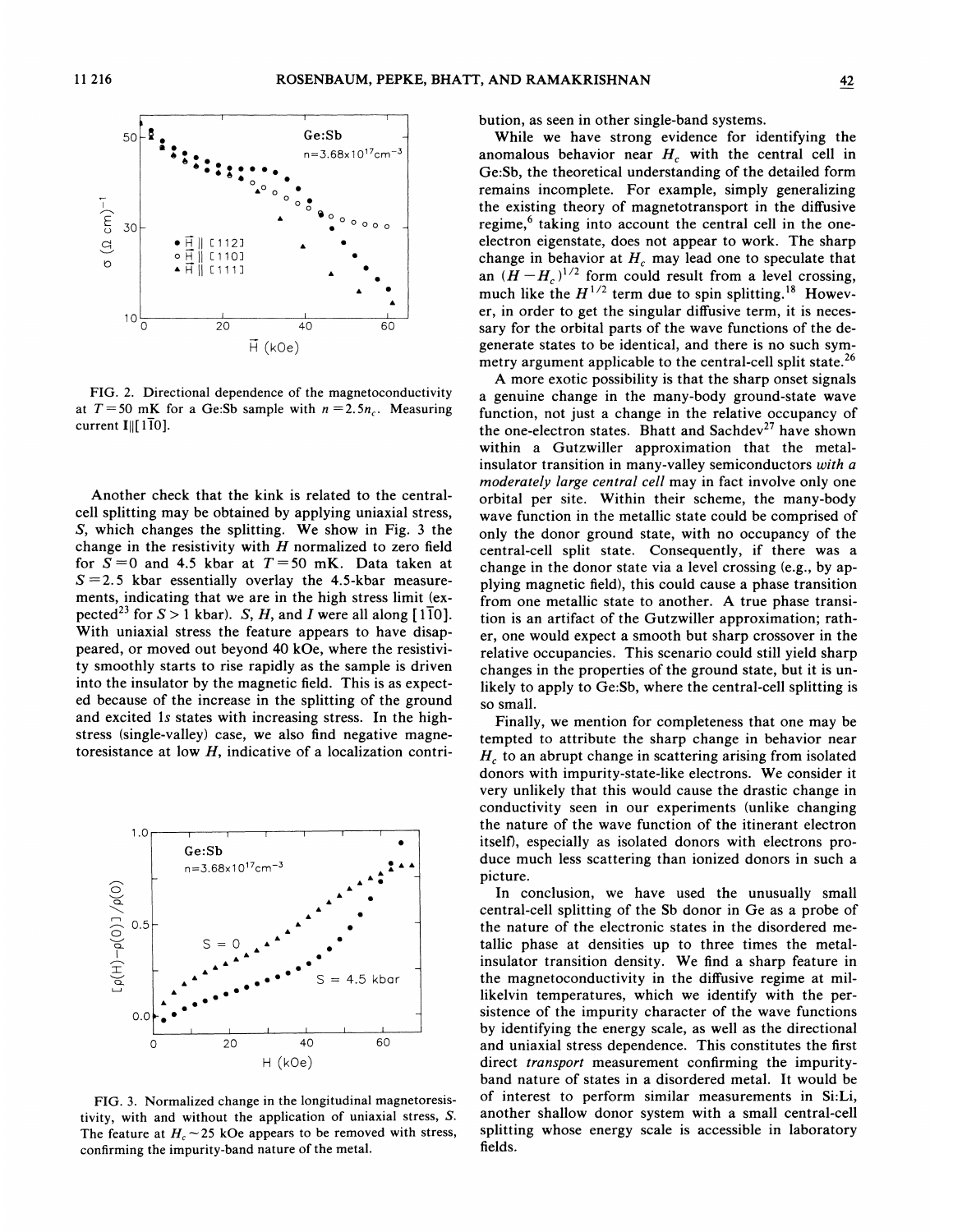Ge:Sb

$n=3.68\times10^{17}\mathrm{cm}^{-3}$

● $\vec{H}$ ‖ [112]

○ $\vec{H}$ ‖ [110]

▲ $\vec{H}$ ‖ [111]

$\sigma\ (\Omega\ \mathrm{cm})^{-1}$

50

30

10

0

20

40

60

$\vec{H}$ (kOe)

FIG. 2. Directional dependence of the magnetoconductivity at $T=50$ mK for a Ge:Sb sample with $n=2.5n_c$. Measuring current I‖[1$\bar{1}$0].

Another check that the kink is related to the central-cell splitting may be obtained by applying uniaxial stress, $S$, which changes the splitting. We show in Fig. 3 the change in the resistivity with $H$ normalized to zero field for $S=0$ and 4.5 kbar at $T=50$ mK. Data taken at $S=2.5$ kbar essentially overlay the 4.5-kbar measurements, indicating that we are in the high stress limit (expected[23] for $S>1$ kbar). $S$, $H$, and $I$ were all along [1$\bar{1}$0]. With uniaxial stress the feature appears to have disappeared, or moved out beyond 40 kOe, where the resistivity smoothly starts to rise rapidly as the sample is driven into the insulator by the magnetic field. This is as expected because of the increase in the splitting of the ground and excited $1s$ states with increasing stress. In the high-stress (single-valley) case, we also find negative magnetoresistance at low $H$, indicative of a localization contribution, as seen in other single-band systems.

Ge:Sb

$n=3.68\times10^{17}\mathrm{cm}^{-3}$

S = 0

S = 4.5 kbar

$[\rho(H)-\rho(0)]/\rho(0)$

1.0

0.5

0.0

0

20

40

60

H (kOe)

FIG. 3. Normalized change in the longitudinal magnetoresistivity, with and without the application of uniaxial stress, $S$. The feature at $H_c\sim25$ kOe appears to be removed with stress, confirming the impurity-band nature of the metal.

While we have strong evidence for identifying the anomalous behavior near $H_c$ with the central cell in Ge:Sb, the theoretical understanding of the detailed form remains incomplete. For example, simply generalizing the existing theory of magnetotransport in the diffusive regime,[6] taking into account the central cell in the one-electron eigenstate, does not appear to work. The sharp change in behavior at $H_c$ may lead one to speculate that an $(H-H_c)^{1/2}$ form could result from a level crossing, much like the $H^{1/2}$ term due to spin splitting.[18] However, in order to get the singular diffusive term, it is necessary for the orbital parts of the wave functions of the degenerate states to be identical, and there is no such symmetry argument applicable to the central-cell split state.[26]

A more exotic possibility is that the sharp onset signals a genuine change in the many-body ground-state wave function, not just a change in the relative occupancy of the one-electron states. Bhatt and Sachdev[27] have shown within a Gutzwiller approximation that the metal-insulator transition in many-valley semiconductors *with a moderately large central cell* may in fact involve only one orbital per site. Within their scheme, the many-body wave function in the metallic state could be comprised of only the donor ground state, with no occupancy of the central-cell split state. Consequently, if there was a change in the donor state via a level crossing (e.g., by applying magnetic field), this could cause a phase transition from one metallic state to another. A true phase transition is an artifact of the Gutzwiller approximation; rather, one would expect a smooth but sharp crossover in the relative occupancies. This scenario could still yield sharp changes in the properties of the ground state, but it is unlikely to apply to Ge:Sb, where the central-cell splitting is so small.

Finally, we mention for completeness that one may be tempted to attribute the sharp change in behavior near $H_c$ to an abrupt change in scattering arising from isolated donors with impurity-state-like electrons. We consider it very unlikely that this would cause the drastic change in conductivity seen in our experiments (unlike changing the nature of the wave function of the itinerant electron itself), especially as isolated donors with electrons produce much less scattering than ionized donors in such a picture.

In conclusion, we have used the unusually small central-cell splitting of the Sb donor in Ge as a probe of the nature of the electronic states in the disordered metallic phase at densities up to three times the metal-insulator transition density. We find a sharp feature in the magnetoconductivity in the diffusive regime at millikelvin temperatures, which we identify with the persistence of the impurity character of the wave functions by identifying the energy scale, as well as the directional and uniaxial stress dependence. This constitutes the first direct *transport* measurement confirming the impurity-band nature of states in a disordered metal. It would be of interest to perform similar measurements in Si:Li, another shallow donor system with a small central-cell splitting whose energy scale is accessible in laboratory fields.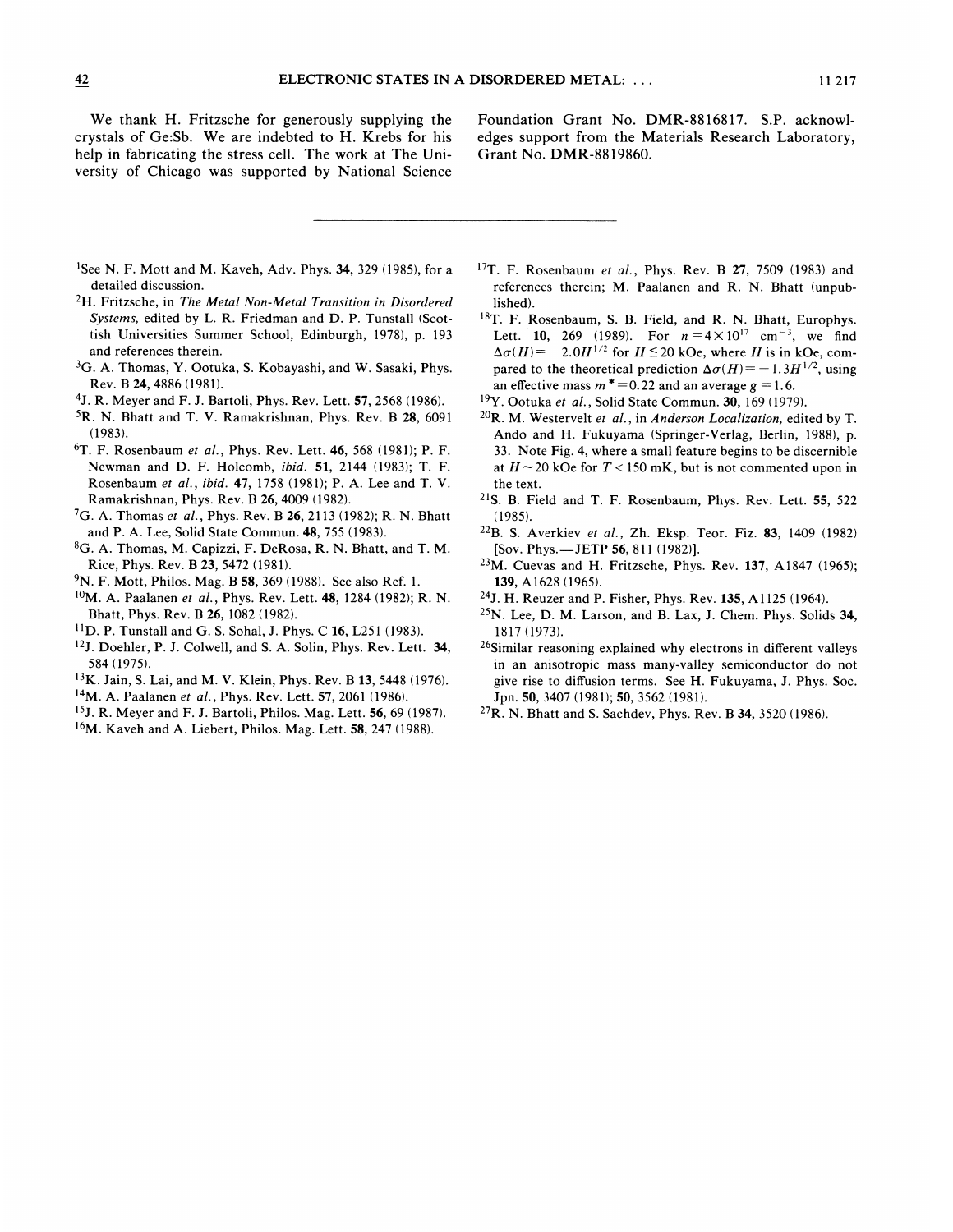We thank H. Fritzsche for generously supplying the crystals of Ge:Sb. We are indebted to H. Krebs for his help in fabricating the stress cell. The work at The University of Chicago was supported by National Science Foundation Grant No. DMR-8816817. S.P. acknowledges support from the Materials Research Laboratory, Grant No. DMR-8819860.

---

[1] See N. F. Mott and M. Kaveh, Adv. Phys. **34**, 329 (1985), for a detailed discussion.

[2] H. Fritzsche, in *The Metal Non-Metal Transition in Disordered Systems*, edited by L. R. Friedman and D. P. Tunstall (Scottish Universities Summer School, Edinburgh, 1978), p. 193 and references therein.

[3] G. A. Thomas, Y. Ootuka, S. Kobayashi, and W. Sasaki, Phys. Rev. B **24**, 4886 (1981).

[4] J. R. Meyer and F. J. Bartoli, Phys. Rev. Lett. **57**, 2568 (1986).

[5] R. N. Bhatt and T. V. Ramakrishnan, Phys. Rev. B **28**, 6091 (1983).

[6] T. F. Rosenbaum *et al.*, Phys. Rev. Lett. **46**, 568 (1981); P. F. Newman and D. F. Holcomb, *ibid.* **51**, 2144 (1983); T. F. Rosenbaum *et al.*, *ibid.* **47**, 1758 (1981); P. A. Lee and T. V. Ramakrishnan, Phys. Rev. B **26**, 4009 (1982).

[7] G. A. Thomas *et al.*, Phys. Rev. B **26**, 2113 (1982); R. N. Bhatt and P. A. Lee, Solid State Commun. **48**, 755 (1983).

[8] G. A. Thomas, M. Capizzi, F. DeRosa, R. N. Bhatt, and T. M. Rice, Phys. Rev. B **23**, 5472 (1981).

[9] N. F. Mott, Philos. Mag. B **58**, 369 (1988). See also Ref. 1.

[10] M. A. Paalanen *et al.*, Phys. Rev. Lett. **48**, 1284 (1982); R. N. Bhatt, Phys. Rev. B **26**, 1082 (1982).

[11] D. P. Tunstall and G. S. Sohal, J. Phys. C **16**, L251 (1983).

[12] J. Doehler, P. J. Colwell, and S. A. Solin, Phys. Rev. Lett. **34**, 584 (1975).

[13] K. Jain, S. Lai, and M. V. Klein, Phys. Rev. B **13**, 5448 (1976).

[14] M. A. Paalanen *et al.*, Phys. Rev. Lett. **57**, 2061 (1986).

[15] J. R. Meyer and F. J. Bartoli, Philos. Mag. Lett. **56**, 69 (1987).

[16] M. Kaveh and A. Liebert, Philos. Mag. Lett. **58**, 247 (1988).

[17] T. F. Rosenbaum *et al.*, Phys. Rev. B **27**, 7509 (1983) and references therein; M. Paalanen and R. N. Bhatt (unpublished).

[18] T. F. Rosenbaum, S. B. Field, and R. N. Bhatt, Europhys. Lett. **10**, 269 (1989). For $n = 4\times10^{17}$ cm$^{-3}$, we find $\Delta\sigma(H) = -2.0H^{1/2}$ for $H \leq 20$ kOe, where $H$ is in kOe, compared to the theoretical prediction $\Delta\sigma(H) = -1.3H^{1/2}$, using an effective mass $m^* = 0.22$ and an average $g = 1.6$.

[19] Y. Ootuka *et al.*, Solid State Commun. **30**, 169 (1979).

[20] R. M. Westervelt *et al.*, in *Anderson Localization*, edited by T. Ando and H. Fukuyama (Springer-Verlag, Berlin, 1988), p. 33. Note Fig. 4, where a small feature begins to be discernible at $H \sim 20$ kOe for $T < 150$ mK, but is not commented upon in the text.

[21] S. B. Field and T. F. Rosenbaum, Phys. Rev. Lett. **55**, 522 (1985).

[22] B. S. Averkiev *et al.*, Zh. Eksp. Teor. Fiz. **83**, 1409 (1982) [Sov. Phys.—JETP **56**, 811 (1982)].

[23] M. Cuevas and H. Fritzsche, Phys. Rev. **137**, A1847 (1965); **139**, A1628 (1965).

[24] J. H. Reuzer and P. Fisher, Phys. Rev. **135**, A1125 (1964).

[25] N. Lee, D. M. Larson, and B. Lax, J. Chem. Phys. Solids **34**, 1817 (1973).

[26] Similar reasoning explained why electrons in different valleys in an anisotropic mass many-valley semiconductor do not give rise to diffusion terms. See H. Fukuyama, J. Phys. Soc. Jpn. **50**, 3407 (1981); **50**, 3562 (1981).

[27] R. N. Bhatt and S. Sachdev, Phys. Rev. B **34**, 3520 (1986).